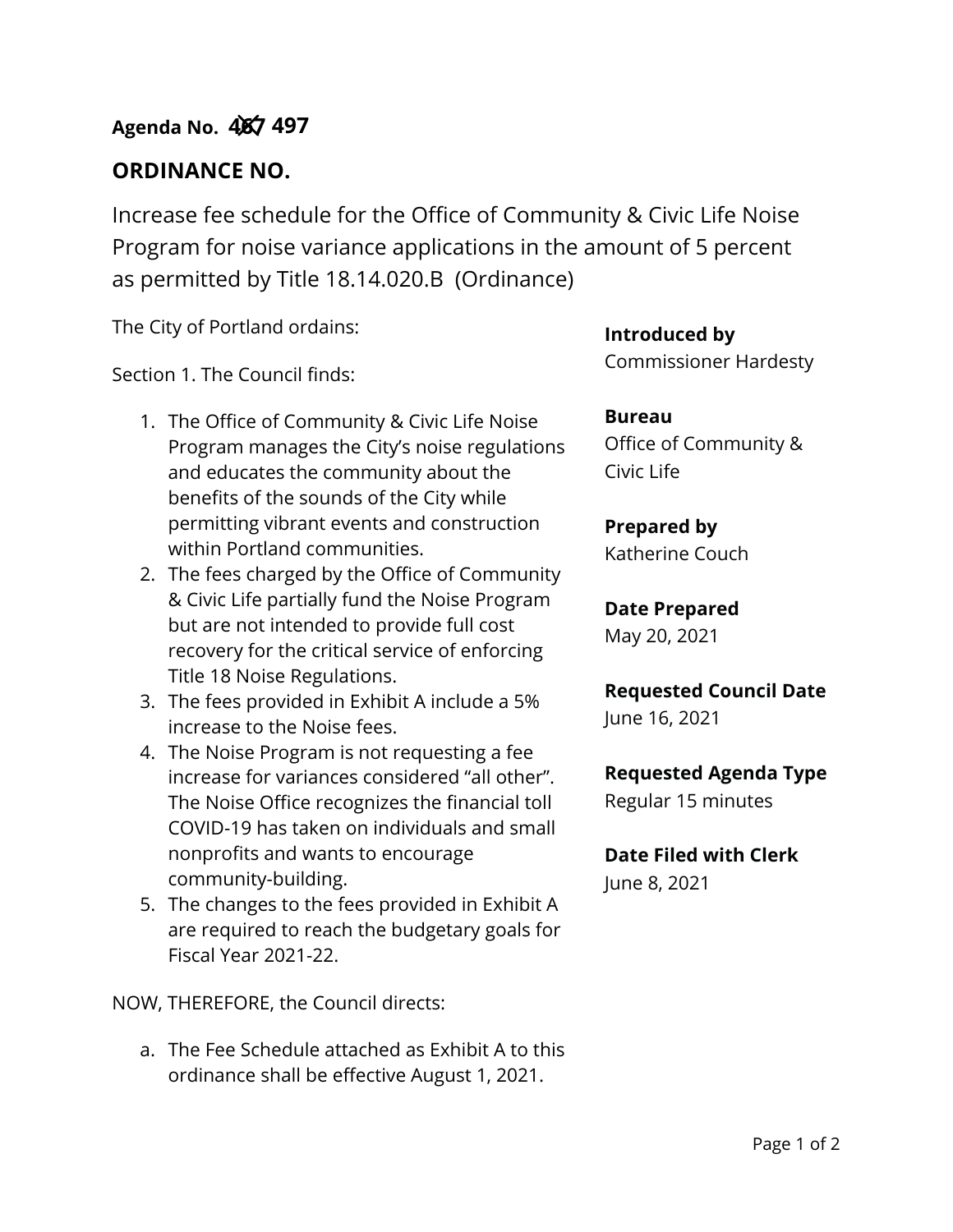**Agenda No.** ~~467~~ **497**

## ORDINANCE NO.

Increase fee schedule for the Office of Community & Civic Life Noise Program for noise variance applications in the amount of 5 percent as permitted by Title 18.14.020.B (Ordinance)

The City of Portland ordains:

Section 1. The Council finds:

1. The Office of Community & Civic Life Noise Program manages the City's noise regulations and educates the community about the benefits of the sounds of the City while permitting vibrant events and construction within Portland communities.
2. The fees charged by the Office of Community & Civic Life partially fund the Noise Program but are not intended to provide full cost recovery for the critical service of enforcing Title 18 Noise Regulations.
3. The fees provided in Exhibit A include a 5% increase to the Noise fees.
4. The Noise Program is not requesting a fee increase for variances considered "all other". The Noise Office recognizes the financial toll COVID-19 has taken on individuals and small nonprofits and wants to encourage community-building.
5. The changes to the fees provided in Exhibit A are required to reach the budgetary goals for Fiscal Year 2021-22.

NOW, THEREFORE, the Council directs:

a. The Fee Schedule attached as Exhibit A to this ordinance shall be effective August 1, 2021.

**Introduced by**
Commissioner Hardesty

**Bureau**
Office of Community & Civic Life

**Prepared by**
Katherine Couch

**Date Prepared**
May 20, 2021

**Requested Council Date**
June 16, 2021

**Requested Agenda Type**
Regular 15 minutes

**Date Filed with Clerk**
June 8, 2021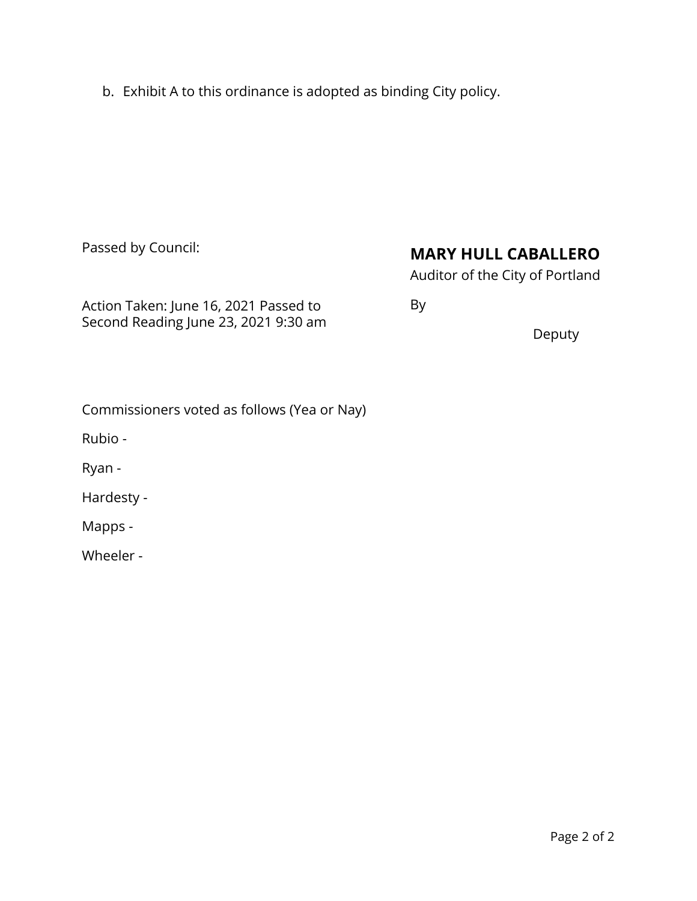b. Exhibit A to this ordinance is adopted as binding City policy.

Passed by Council:

Action Taken: June 16, 2021 Passed to Second Reading June 23, 2021 9:30 am

**MARY HULL CABALLERO**

Auditor of the City of Portland

By

Deputy

Commissioners voted as follows (Yea or Nay)

Rubio -

Ryan -

Hardesty -

Mapps -

Wheeler -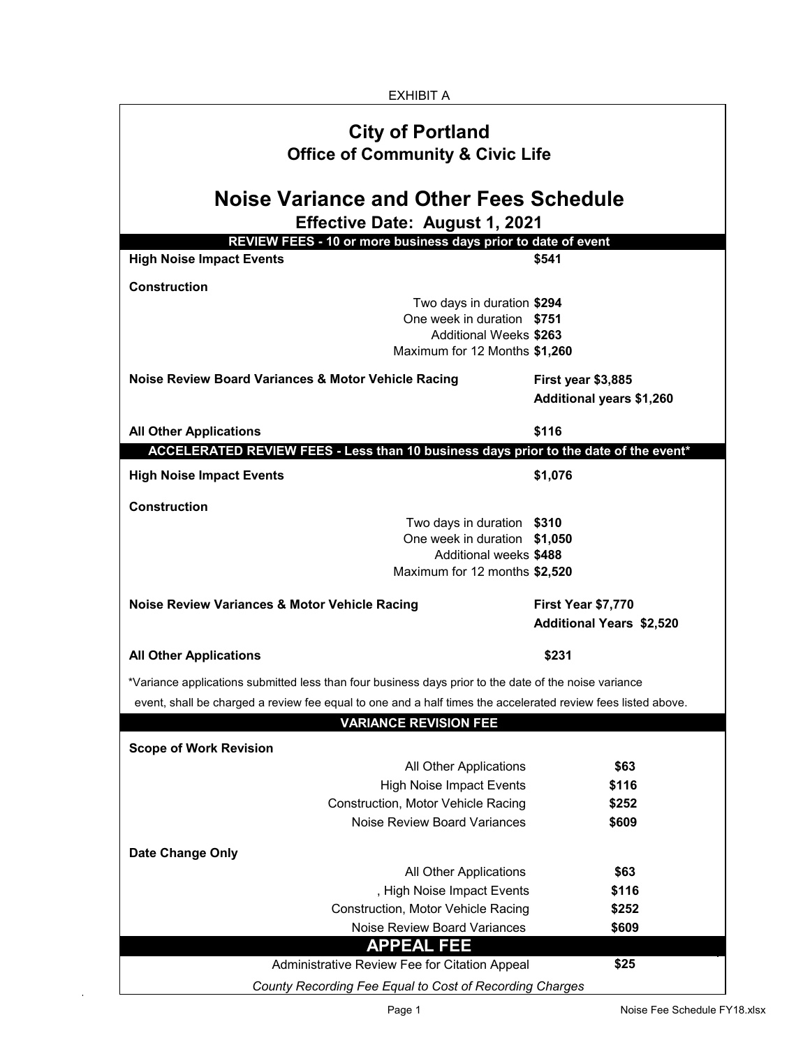EXHIBIT A

# City of Portland

## Office of Community & Civic Life

# Noise Variance and Other Fees Schedule

### Effective Date: August 1, 2021

**REVIEW FEES - 10 or more business days prior to date of event**

| | | |
|---|---|---|
| **High Noise Impact Events** | | **$541** |
| **Construction** | | |
| | Two days in duration | **$294** |
| | One week in duration | **$751** |
| | Additional Weeks | **$263** |
| | Maximum for 12 Months | **$1,260** |
| **Noise Review Board Variances & Motor Vehicle Racing** | | **First year $3,885** |
| | | **Additional years $1,260** |
| **All Other Applications** | | **$116** |

**ACCELERATED REVIEW FEES - Less than 10 business days prior to the date of the event***

| | | |
|---|---|---|
| **High Noise Impact Events** | | **$1,076** |
| **Construction** | | |
| | Two days in duration | **$310** |
| | One week in duration | **$1,050** |
| | Additional weeks | **$488** |
| | Maximum for 12 months | **$2,520** |
| **Noise Review Variances & Motor Vehicle Racing** | | **First Year $7,770** |
| | | **Additional Years $2,520** |
| **All Other Applications** | | **$231** |

*Variance applications submitted less than four business days prior to the date of the noise variance event, shall be charged a review fee equal to one and a half times the accelerated review fees listed above.

**VARIANCE REVISION FEE**

| | | |
|---|---|---|
| **Scope of Work Revision** | | |
| | All Other Applications | **$63** |
| | High Noise Impact Events | **$116** |
| | Construction, Motor Vehicle Racing | **$252** |
| | Noise Review Board Variances | **$609** |
| **Date Change Only** | | |
| | All Other Applications | **$63** |
| | , High Noise Impact Events | **$116** |
| | Construction, Motor Vehicle Racing | **$252** |
| | Noise Review Board Variances | **$609** |

**APPEAL FEE**

| | |
|---|---|
| Administrative Review Fee for Citation Appeal | **$25** |

*County Recording Fee Equal to Cost of Recording Charges*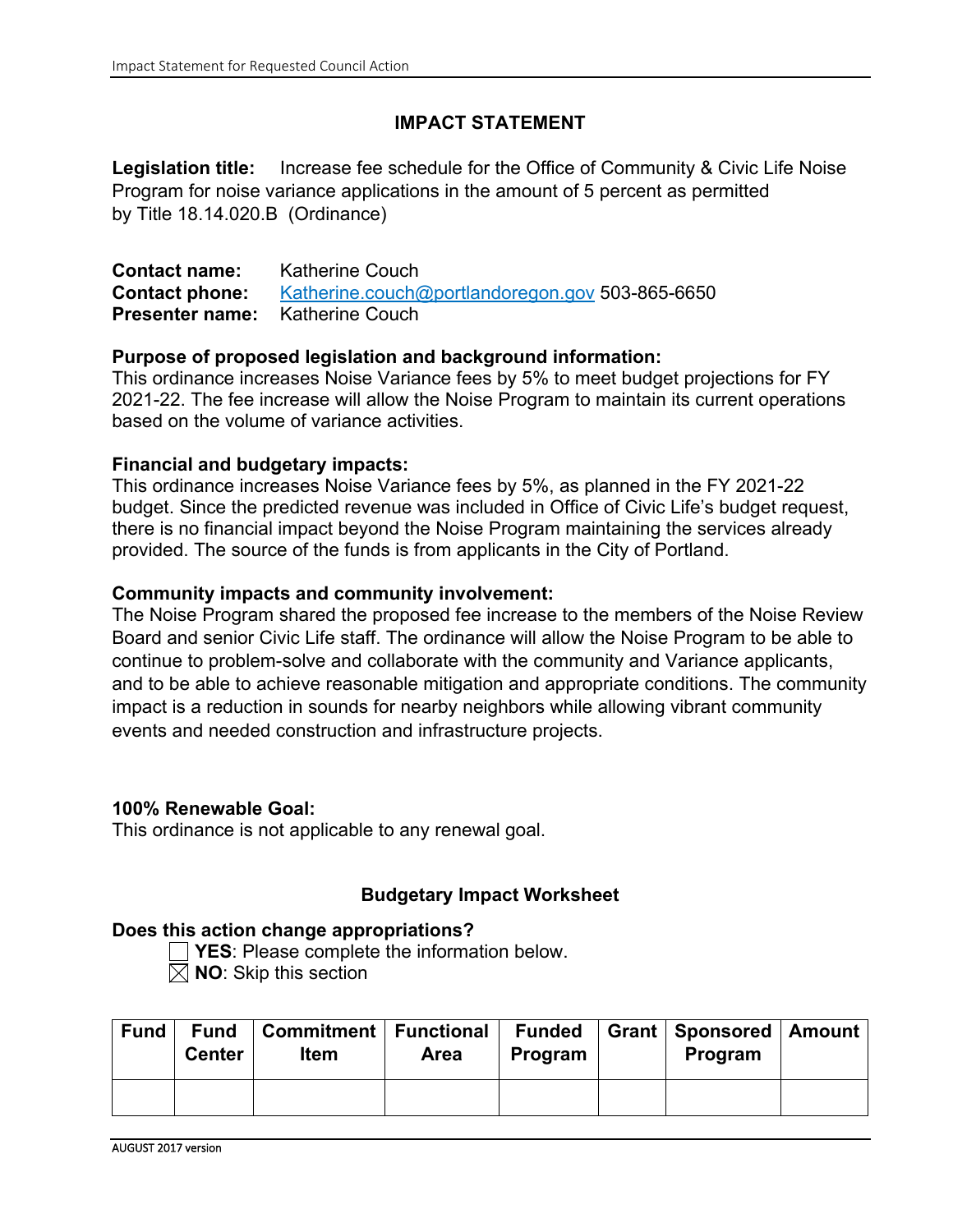# IMPACT STATEMENT

**Legislation title:** Increase fee schedule for the Office of Community & Civic Life Noise Program for noise variance applications in the amount of 5 percent as permitted by Title 18.14.020.B (Ordinance)

**Contact name:** Katherine Couch
**Contact phone:** Katherine.couch@portlandoregon.gov 503-865-6650
**Presenter name:** Katherine Couch

**Purpose of proposed legislation and background information:**
This ordinance increases Noise Variance fees by 5% to meet budget projections for FY 2021-22. The fee increase will allow the Noise Program to maintain its current operations based on the volume of variance activities.

**Financial and budgetary impacts:**
This ordinance increases Noise Variance fees by 5%, as planned in the FY 2021-22 budget. Since the predicted revenue was included in Office of Civic Life's budget request, there is no financial impact beyond the Noise Program maintaining the services already provided. The source of the funds is from applicants in the City of Portland.

**Community impacts and community involvement:**
The Noise Program shared the proposed fee increase to the members of the Noise Review Board and senior Civic Life staff. The ordinance will allow the Noise Program to be able to continue to problem-solve and collaborate with the community and Variance applicants, and to be able to achieve reasonable mitigation and appropriate conditions. The community impact is a reduction in sounds for nearby neighbors while allowing vibrant community events and needed construction and infrastructure projects.

**100% Renewable Goal:**
This ordinance is not applicable to any renewal goal.

## Budgetary Impact Worksheet

**Does this action change appropriations?**

☐ **YES**: Please complete the information below.
☒ **NO**: Skip this section

| Fund | Fund Center | Commitment Item | Functional Area | Funded Program | Grant | Sponsored Program | Amount |
|---|---|---|---|---|---|---|---|
| | | | | | | | |